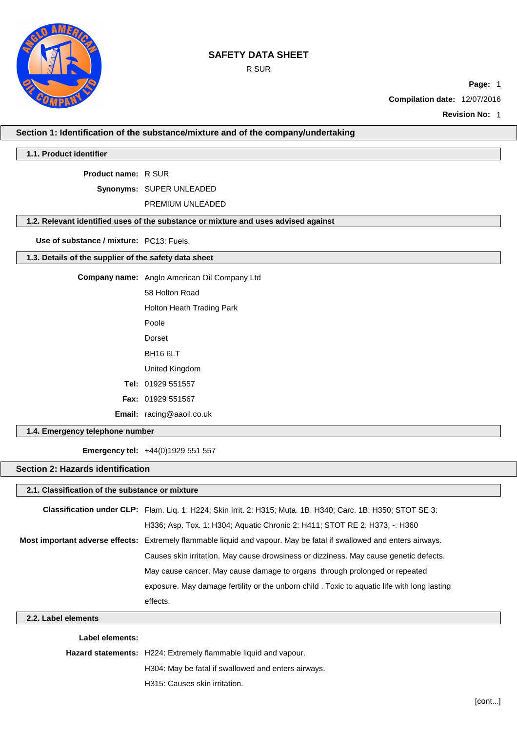# SAFETY DATA SHEET

R SUR

**Page:** 1

**Compilation date:** 12/07/2016

**Revision No:** 1

## Section 1: Identification of the substance/mixture and of the company/undertaking

### 1.1. Product identifier

**Product name:** R SUR

**Synonyms:** SUPER UNLEADED

PREMIUM UNLEADED

### 1.2. Relevant identified uses of the substance or mixture and uses advised against

**Use of substance / mixture:** PC13: Fuels.

### 1.3. Details of the supplier of the safety data sheet

**Company name:** Anglo American Oil Company Ltd

58 Holton Road

Holton Heath Trading Park

Poole

Dorset

BH16 6LT

United Kingdom

**Tel:** 01929 551557

**Fax:** 01929 551567

**Email:** racing@aaoil.co.uk

### 1.4. Emergency telephone number

**Emergency tel:** +44(0)1929 551 557

## Section 2: Hazards identification

### 2.1. Classification of the substance or mixture

**Classification under CLP:** Flam. Liq. 1: H224; Skin Irrit. 2: H315; Muta. 1B: H340; Carc. 1B: H350; STOT SE 3: H336; Asp. Tox. 1: H304; Aquatic Chronic 2: H411; STOT RE 2: H373; -: H360

**Most important adverse effects:** Extremely flammable liquid and vapour. May be fatal if swallowed and enters airways. Causes skin irritation. May cause drowsiness or dizziness. May cause genetic defects. May cause cancer. May cause damage to organs through prolonged or repeated exposure. May damage fertility or the unborn child . Toxic to aquatic life with long lasting effects.

### 2.2. Label elements

**Label elements:**

**Hazard statements:** H224: Extremely flammable liquid and vapour.

H304: May be fatal if swallowed and enters airways.

H315: Causes skin irritation.

[cont...]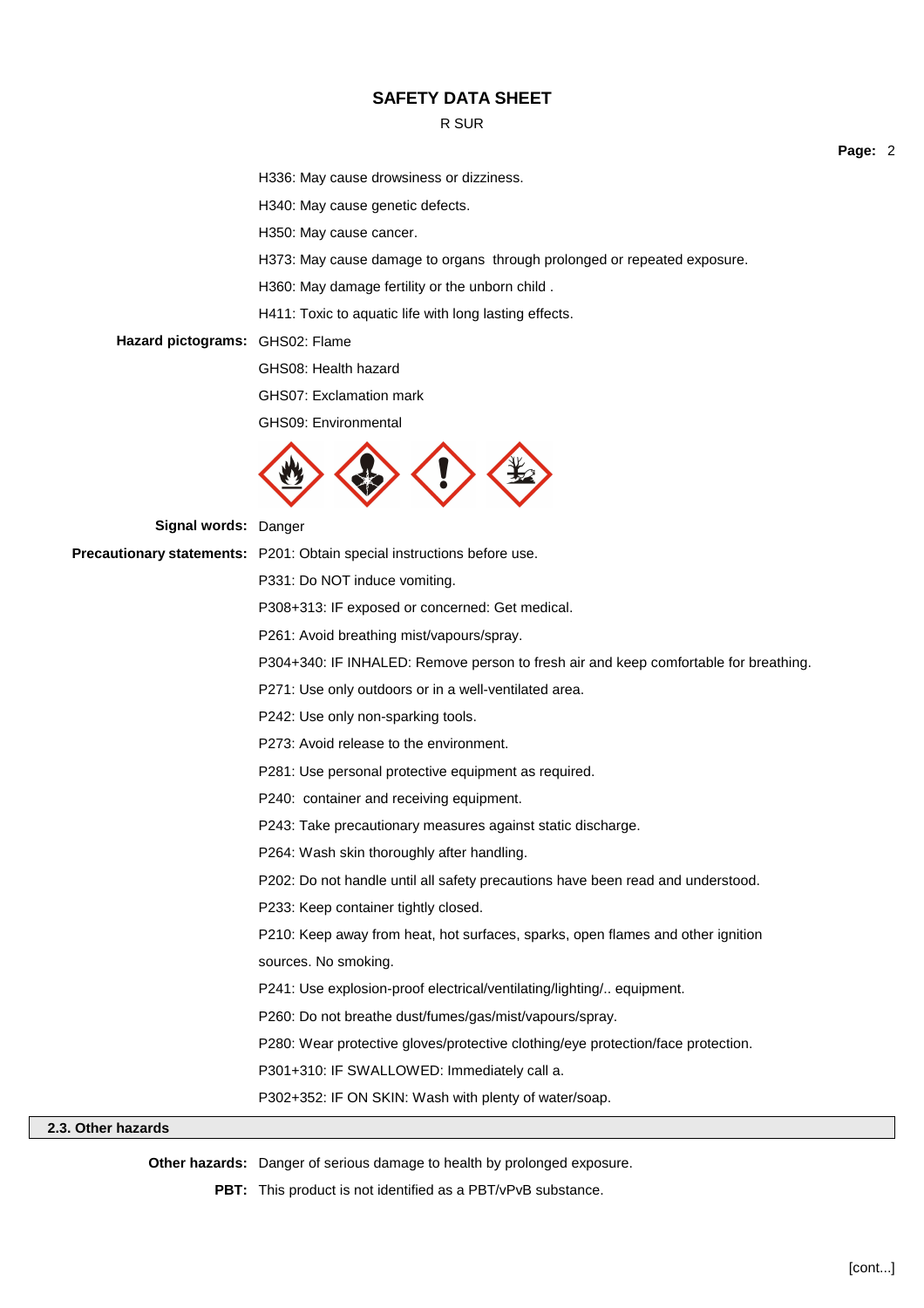H336: May cause drowsiness or dizziness.

H340: May cause genetic defects.

H350: May cause cancer.

H373: May cause damage to organs through prolonged or repeated exposure.

H360: May damage fertility or the unborn child .

H411: Toxic to aquatic life with long lasting effects.

**Hazard pictograms:** GHS02: Flame

GHS08: Health hazard

GHS07: Exclamation mark

GHS09: Environmental

**Signal words:** Danger

**Precautionary statements:** P201: Obtain special instructions before use.

P331: Do NOT induce vomiting.

P308+313: IF exposed or concerned: Get medical.

P261: Avoid breathing mist/vapours/spray.

P304+340: IF INHALED: Remove person to fresh air and keep comfortable for breathing.

P271: Use only outdoors or in a well-ventilated area.

P242: Use only non-sparking tools.

P273: Avoid release to the environment.

P281: Use personal protective equipment as required.

P240: container and receiving equipment.

P243: Take precautionary measures against static discharge.

P264: Wash skin thoroughly after handling.

P202: Do not handle until all safety precautions have been read and understood.

P233: Keep container tightly closed.

P210: Keep away from heat, hot surfaces, sparks, open flames and other ignition sources. No smoking.

P241: Use explosion-proof electrical/ventilating/lighting/.. equipment.

P260: Do not breathe dust/fumes/gas/mist/vapours/spray.

P280: Wear protective gloves/protective clothing/eye protection/face protection.

P301+310: IF SWALLOWED: Immediately call a.

P302+352: IF ON SKIN: Wash with plenty of water/soap.

## 2.3. Other hazards

**Other hazards:** Danger of serious damage to health by prolonged exposure.

**PBT:** This product is not identified as a PBT/vPvB substance.

[cont...]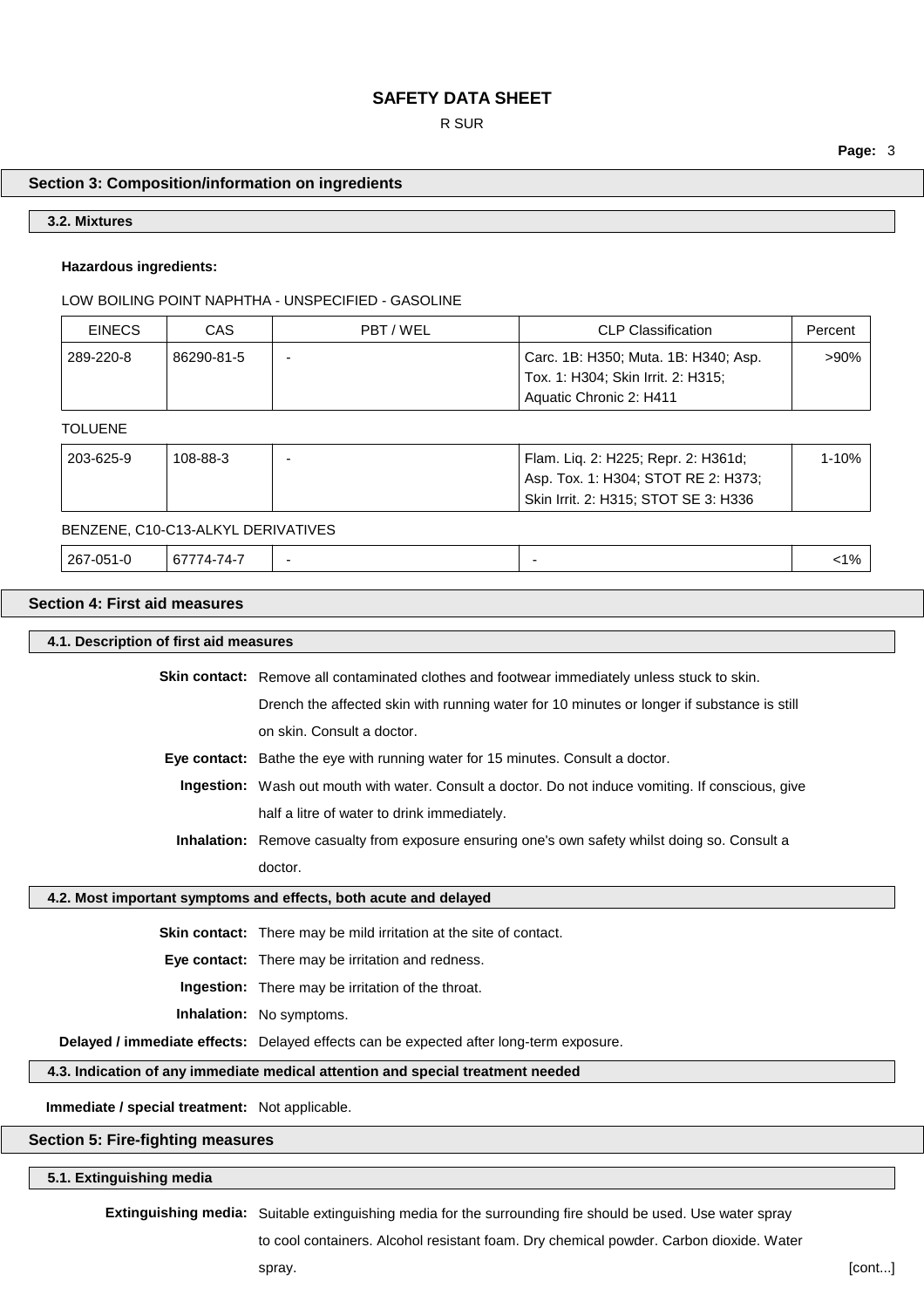## Section 3: Composition/information on ingredients

### 3.2. Mixtures

**Hazardous ingredients:**

LOW BOILING POINT NAPHTHA - UNSPECIFIED - GASOLINE

| EINECS | CAS | PBT / WEL | CLP Classification | Percent |
|---|---|---|---|---|
| 289-220-8 | 86290-81-5 | - | Carc. 1B: H350; Muta. 1B: H340; Asp. Tox. 1: H304; Skin Irrit. 2: H315; Aquatic Chronic 2: H411 | >90% |

TOLUENE

| EINECS | CAS | PBT / WEL | CLP Classification | Percent |
|---|---|---|---|---|
| 203-625-9 | 108-88-3 | - | Flam. Liq. 2: H225; Repr. 2: H361d; Asp. Tox. 1: H304; STOT RE 2: H373; Skin Irrit. 2: H315; STOT SE 3: H336 | 1-10% |

BENZENE, C10-C13-ALKYL DERIVATIVES

| EINECS | CAS | PBT / WEL | CLP Classification | Percent |
|---|---|---|---|---|
| 267-051-0 | 67774-74-7 | - | - | <1% |

## Section 4: First aid measures

### 4.1. Description of first aid measures

**Skin contact:** Remove all contaminated clothes and footwear immediately unless stuck to skin. Drench the affected skin with running water for 10 minutes or longer if substance is still on skin. Consult a doctor.

**Eye contact:** Bathe the eye with running water for 15 minutes. Consult a doctor.

**Ingestion:** Wash out mouth with water. Consult a doctor. Do not induce vomiting. If conscious, give half a litre of water to drink immediately.

**Inhalation:** Remove casualty from exposure ensuring one's own safety whilst doing so. Consult a doctor.

### 4.2. Most important symptoms and effects, both acute and delayed

**Skin contact:** There may be mild irritation at the site of contact.

**Eye contact:** There may be irritation and redness.

**Ingestion:** There may be irritation of the throat.

**Inhalation:** No symptoms.

**Delayed / immediate effects:** Delayed effects can be expected after long-term exposure.

### 4.3. Indication of any immediate medical attention and special treatment needed

**Immediate / special treatment:** Not applicable.

## Section 5: Fire-fighting measures

### 5.1. Extinguishing media

**Extinguishing media:** Suitable extinguishing media for the surrounding fire should be used. Use water spray to cool containers. Alcohol resistant foam. Dry chemical powder. Carbon dioxide. Water spray.

[cont...]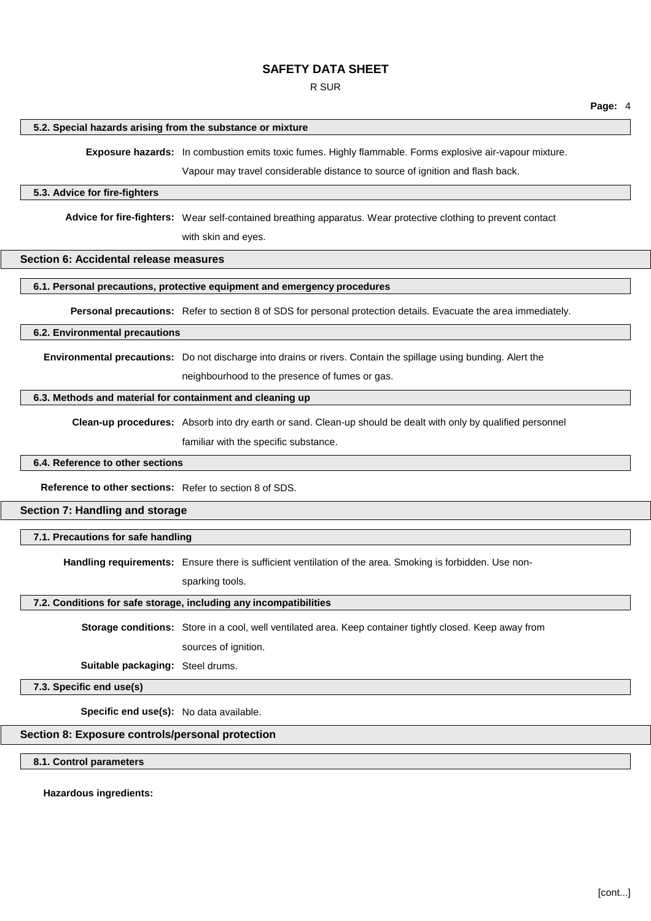### 5.2. Special hazards arising from the substance or mixture

**Exposure hazards:** In combustion emits toxic fumes. Highly flammable. Forms explosive air-vapour mixture. Vapour may travel considerable distance to source of ignition and flash back.

### 5.3. Advice for fire-fighters

**Advice for fire-fighters:** Wear self-contained breathing apparatus. Wear protective clothing to prevent contact with skin and eyes.

## Section 6: Accidental release measures

### 6.1. Personal precautions, protective equipment and emergency procedures

**Personal precautions:** Refer to section 8 of SDS for personal protection details. Evacuate the area immediately.

### 6.2. Environmental precautions

**Environmental precautions:** Do not discharge into drains or rivers. Contain the spillage using bunding. Alert the neighbourhood to the presence of fumes or gas.

### 6.3. Methods and material for containment and cleaning up

**Clean-up procedures:** Absorb into dry earth or sand. Clean-up should be dealt with only by qualified personnel familiar with the specific substance.

### 6.4. Reference to other sections

**Reference to other sections:** Refer to section 8 of SDS.

## Section 7: Handling and storage

### 7.1. Precautions for safe handling

**Handling requirements:** Ensure there is sufficient ventilation of the area. Smoking is forbidden. Use non-sparking tools.

### 7.2. Conditions for safe storage, including any incompatibilities

**Storage conditions:** Store in a cool, well ventilated area. Keep container tightly closed. Keep away from sources of ignition.

**Suitable packaging:** Steel drums.

### 7.3. Specific end use(s)

**Specific end use(s):** No data available.

## Section 8: Exposure controls/personal protection

### 8.1. Control parameters

**Hazardous ingredients:**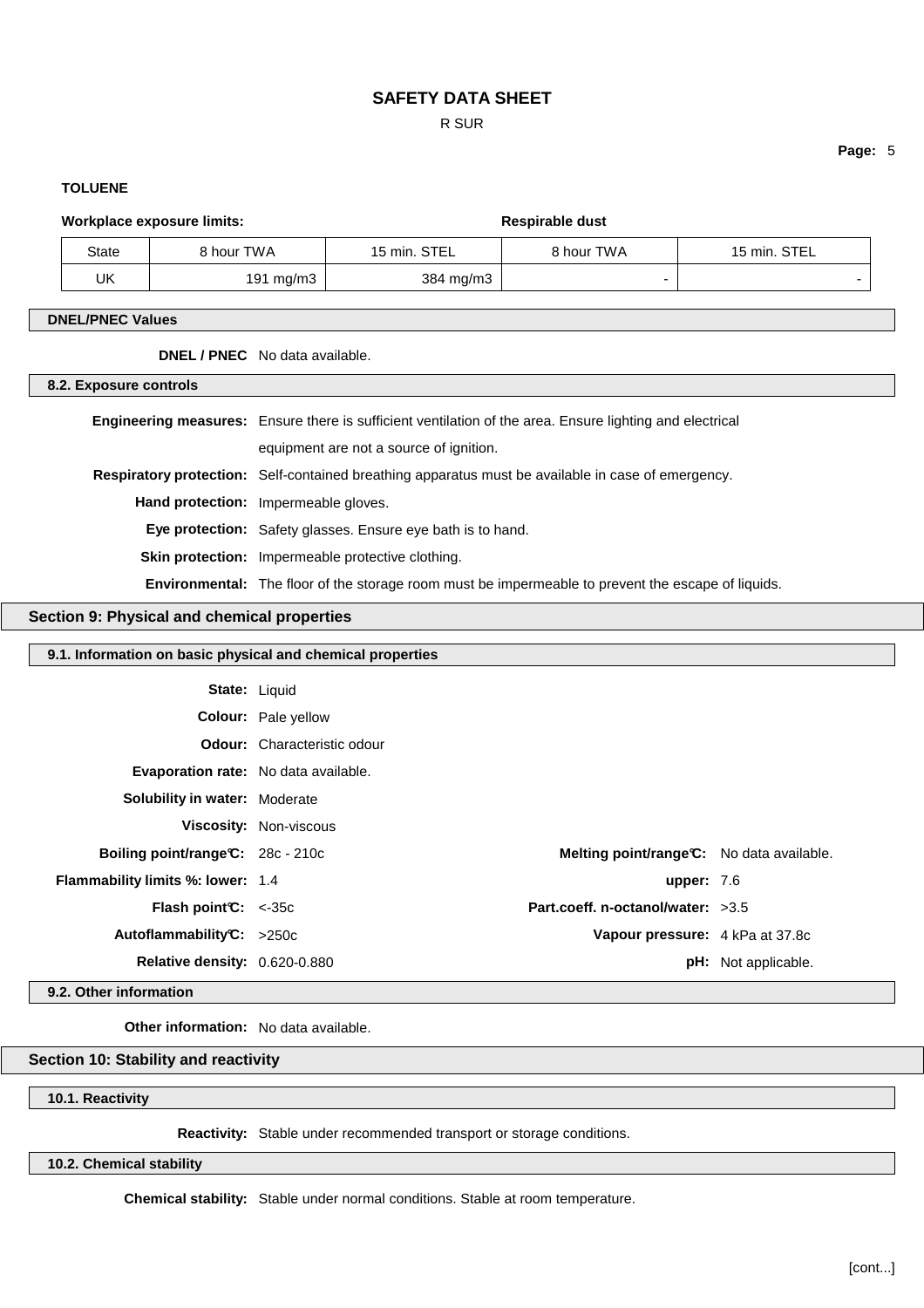**TOLUENE**

| Workplace exposure limits: | | | Respirable dust | |
|---|---|---|---|---|
| State | 8 hour TWA | 15 min. STEL | 8 hour TWA | 15 min. STEL |
| UK | 191 mg/m3 | 384 mg/m3 | - | - |

### DNEL/PNEC Values

**DNEL / PNEC** No data available.

### 8.2. Exposure controls

**Engineering measures:** Ensure there is sufficient ventilation of the area. Ensure lighting and electrical equipment are not a source of ignition.

**Respiratory protection:** Self-contained breathing apparatus must be available in case of emergency.

**Hand protection:** Impermeable gloves.

**Eye protection:** Safety glasses. Ensure eye bath is to hand.

**Skin protection:** Impermeable protective clothing.

**Environmental:** The floor of the storage room must be impermeable to prevent the escape of liquids.

## Section 9: Physical and chemical properties

### 9.1. Information on basic physical and chemical properties

**State:** Liquid

**Colour:** Pale yellow

**Odour:** Characteristic odour

**Evaporation rate:** No data available.

**Solubility in water:** Moderate

**Viscosity:** Non-viscous

**Boiling point/range°C:** 28c - 210c

**Melting point/range°C:** No data available.

**Flammability limits %: lower:** 1.4

**upper:** 7.6

**Flash point°C:** <-35c

**Part.coeff. n-octanol/water:** >3.5

**Autoflammability°C:** >250c

**Vapour pressure:** 4 kPa at 37.8c

**Relative density:** 0.620-0.880

**pH:** Not applicable.

### 9.2. Other information

**Other information:** No data available.

## Section 10: Stability and reactivity

### 10.1. Reactivity

**Reactivity:** Stable under recommended transport or storage conditions.

### 10.2. Chemical stability

**Chemical stability:** Stable under normal conditions. Stable at room temperature.

[cont...]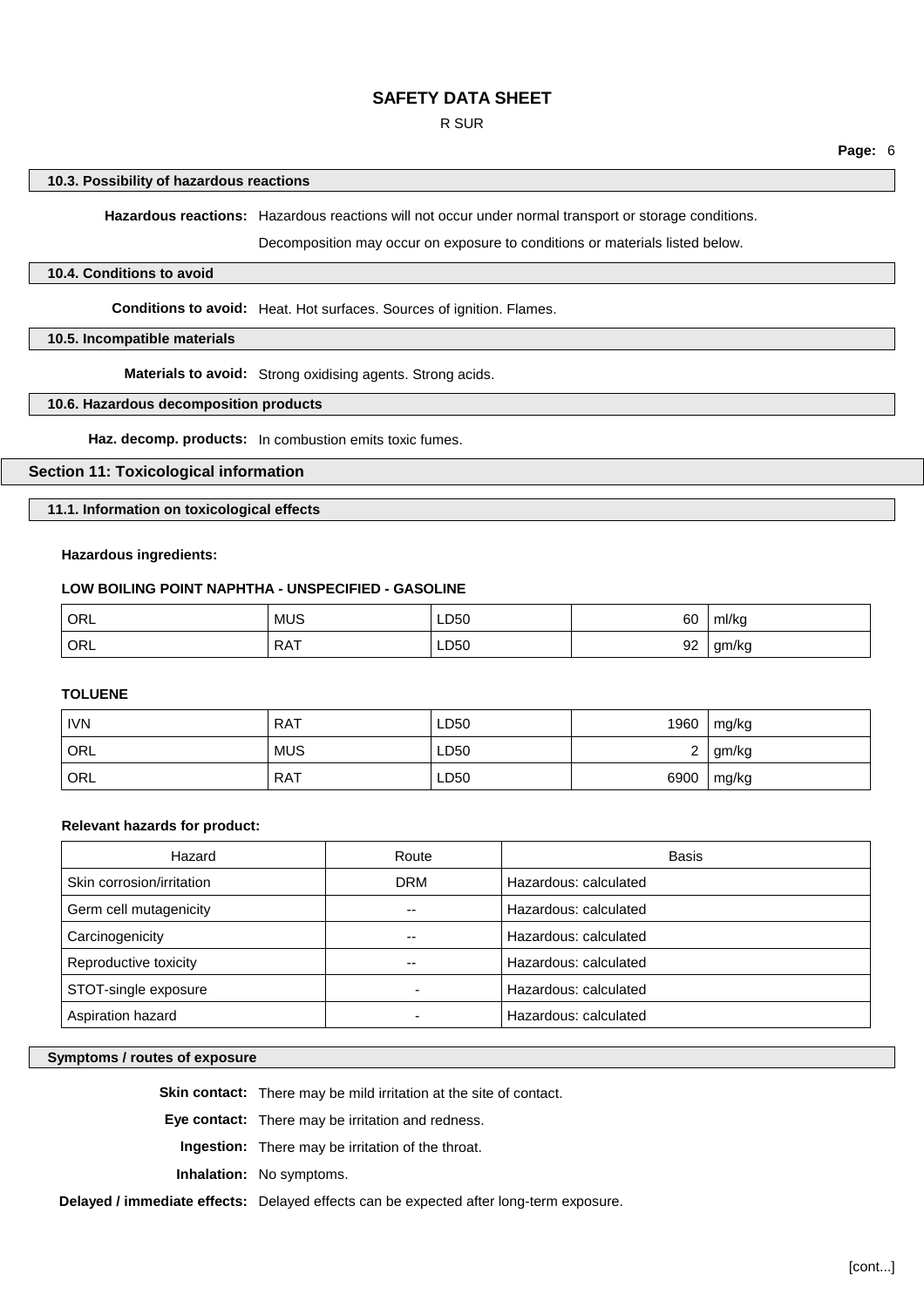### 10.3. Possibility of hazardous reactions

**Hazardous reactions:** Hazardous reactions will not occur under normal transport or storage conditions.

Decomposition may occur on exposure to conditions or materials listed below.

### 10.4. Conditions to avoid

**Conditions to avoid:** Heat. Hot surfaces. Sources of ignition. Flames.

### 10.5. Incompatible materials

**Materials to avoid:** Strong oxidising agents. Strong acids.

### 10.6. Hazardous decomposition products

**Haz. decomp. products:** In combustion emits toxic fumes.

## Section 11: Toxicological information

### 11.1. Information on toxicological effects

**Hazardous ingredients:**

**LOW BOILING POINT NAPHTHA - UNSPECIFIED - GASOLINE**

| | | | | |
|---|---|---|---|---|
| ORL | MUS | LD50 | 60 | ml/kg |
| ORL | RAT | LD50 | 92 | gm/kg |

**TOLUENE**

| | | | | |
|---|---|---|---|---|
| IVN | RAT | LD50 | 1960 | mg/kg |
| ORL | MUS | LD50 | 2 | gm/kg |
| ORL | RAT | LD50 | 6900 | mg/kg |

**Relevant hazards for product:**

| Hazard | Route | Basis |
|---|---|---|
| Skin corrosion/irritation | DRM | Hazardous: calculated |
| Germ cell mutagenicity | -- | Hazardous: calculated |
| Carcinogenicity | -- | Hazardous: calculated |
| Reproductive toxicity | -- | Hazardous: calculated |
| STOT-single exposure | - | Hazardous: calculated |
| Aspiration hazard | - | Hazardous: calculated |

### Symptoms / routes of exposure

**Skin contact:** There may be mild irritation at the site of contact.

**Eye contact:** There may be irritation and redness.

**Ingestion:** There may be irritation of the throat.

**Inhalation:** No symptoms.

**Delayed / immediate effects:** Delayed effects can be expected after long-term exposure.

[cont...]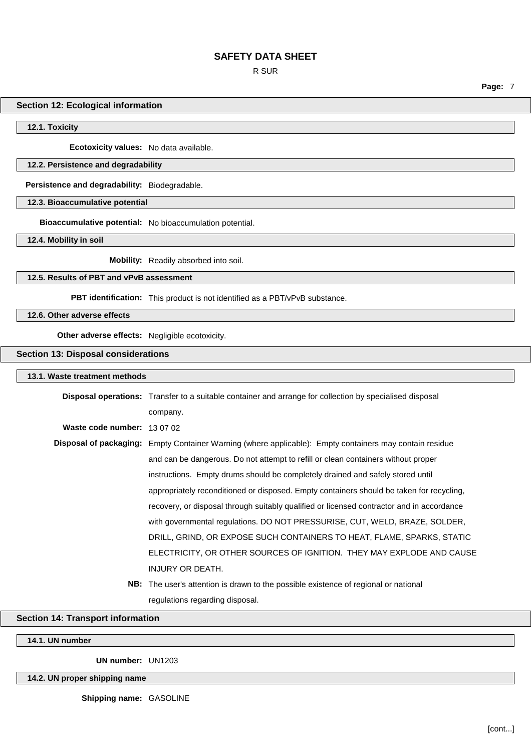## Section 12: Ecological information

### 12.1. Toxicity

**Ecotoxicity values:** No data available.

### 12.2. Persistence and degradability

**Persistence and degradability:** Biodegradable.

### 12.3. Bioaccumulative potential

**Bioaccumulative potential:** No bioaccumulation potential.

### 12.4. Mobility in soil

**Mobility:** Readily absorbed into soil.

### 12.5. Results of PBT and vPvB assessment

**PBT identification:** This product is not identified as a PBT/vPvB substance.

### 12.6. Other adverse effects

**Other adverse effects:** Negligible ecotoxicity.

## Section 13: Disposal considerations

### 13.1. Waste treatment methods

**Disposal operations:** Transfer to a suitable container and arrange for collection by specialised disposal company.

**Waste code number:** 13 07 02

**Disposal of packaging:** Empty Container Warning (where applicable): Empty containers may contain residue and can be dangerous. Do not attempt to refill or clean containers without proper instructions. Empty drums should be completely drained and safely stored until appropriately reconditioned or disposed. Empty containers should be taken for recycling, recovery, or disposal through suitably qualified or licensed contractor and in accordance with governmental regulations. DO NOT PRESSURISE, CUT, WELD, BRAZE, SOLDER, DRILL, GRIND, OR EXPOSE SUCH CONTAINERS TO HEAT, FLAME, SPARKS, STATIC ELECTRICITY, OR OTHER SOURCES OF IGNITION. THEY MAY EXPLODE AND CAUSE INJURY OR DEATH.

**NB:** The user's attention is drawn to the possible existence of regional or national regulations regarding disposal.

## Section 14: Transport information

### 14.1. UN number

**UN number:** UN1203

### 14.2. UN proper shipping name

**Shipping name:** GASOLINE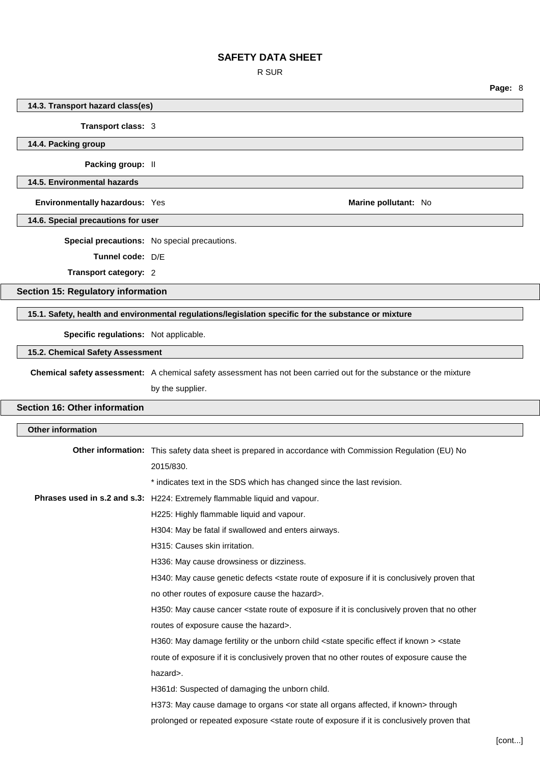#### 14.3. Transport hazard class(es)

**Transport class:** 3

#### 14.4. Packing group

**Packing group:** II

#### 14.5. Environmental hazards

**Environmentally hazardous:** Yes

**Marine pollutant:** No

#### 14.6. Special precautions for user

**Special precautions:** No special precautions.

**Tunnel code:** D/E

**Transport category:** 2

## Section 15: Regulatory information

#### 15.1. Safety, health and environmental regulations/legislation specific for the substance or mixture

**Specific regulations:** Not applicable.

#### 15.2. Chemical Safety Assessment

**Chemical safety assessment:** A chemical safety assessment has not been carried out for the substance or the mixture by the supplier.

## Section 16: Other information

#### Other information

**Other information:** This safety data sheet is prepared in accordance with Commission Regulation (EU) No 2015/830.

* indicates text in the SDS which has changed since the last revision.

**Phrases used in s.2 and s.3:** H224: Extremely flammable liquid and vapour.

H225: Highly flammable liquid and vapour.

H304: May be fatal if swallowed and enters airways.

H315: Causes skin irritation.

H336: May cause drowsiness or dizziness.

H340: May cause genetic defects <state route of exposure if it is conclusively proven that no other routes of exposure cause the hazard>.

H350: May cause cancer <state route of exposure if it is conclusively proven that no other routes of exposure cause the hazard>.

H360: May damage fertility or the unborn child <state specific effect if known > <state route of exposure if it is conclusively proven that no other routes of exposure cause the hazard>.

H361d: Suspected of damaging the unborn child.

H373: May cause damage to organs <or state all organs affected, if known> through prolonged or repeated exposure <state route of exposure if it is conclusively proven that

[cont...]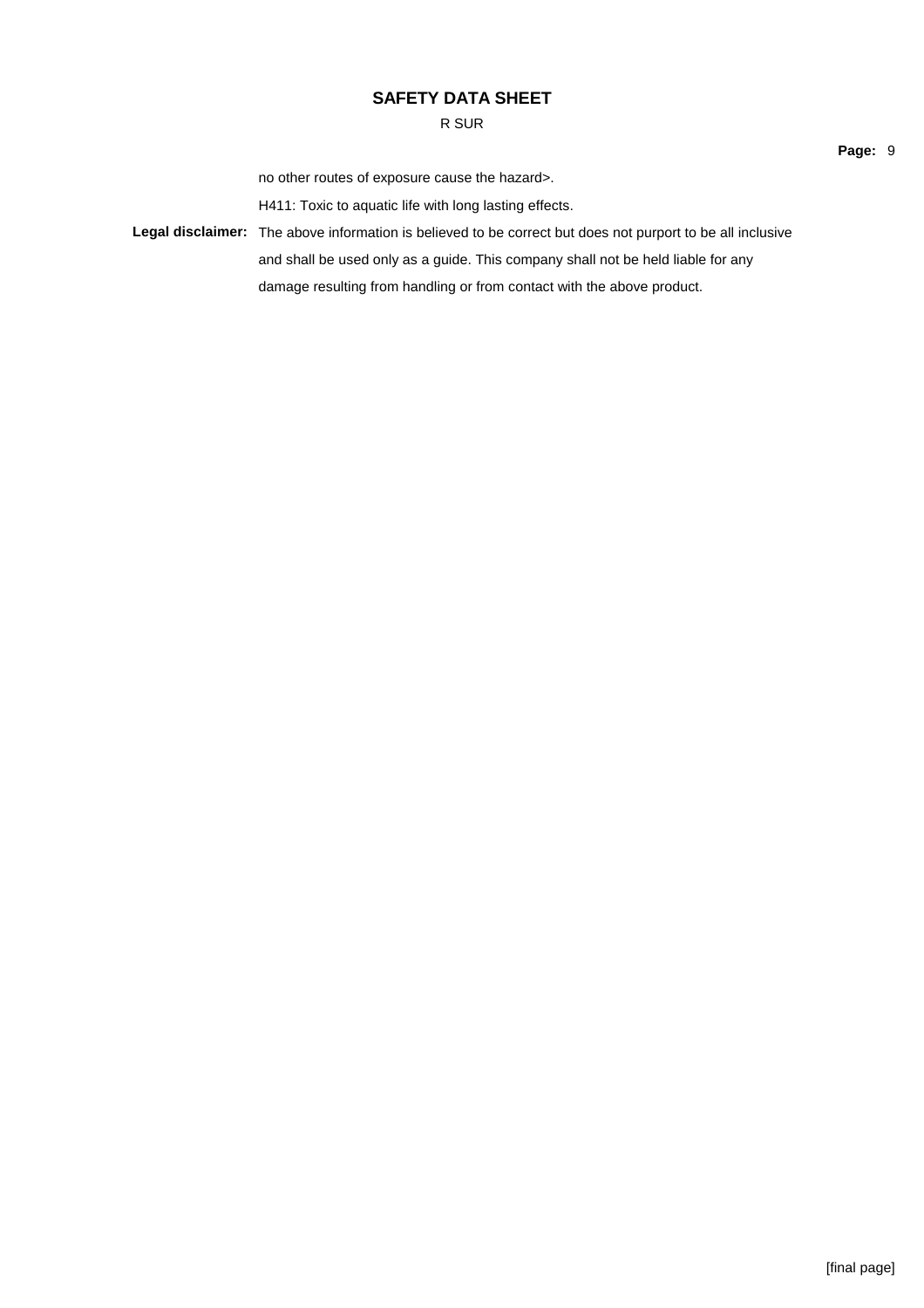no other routes of exposure cause the hazard>.

H411: Toxic to aquatic life with long lasting effects.

**Legal disclaimer:** The above information is believed to be correct but does not purport to be all inclusive and shall be used only as a guide. This company shall not be held liable for any damage resulting from handling or from contact with the above product.